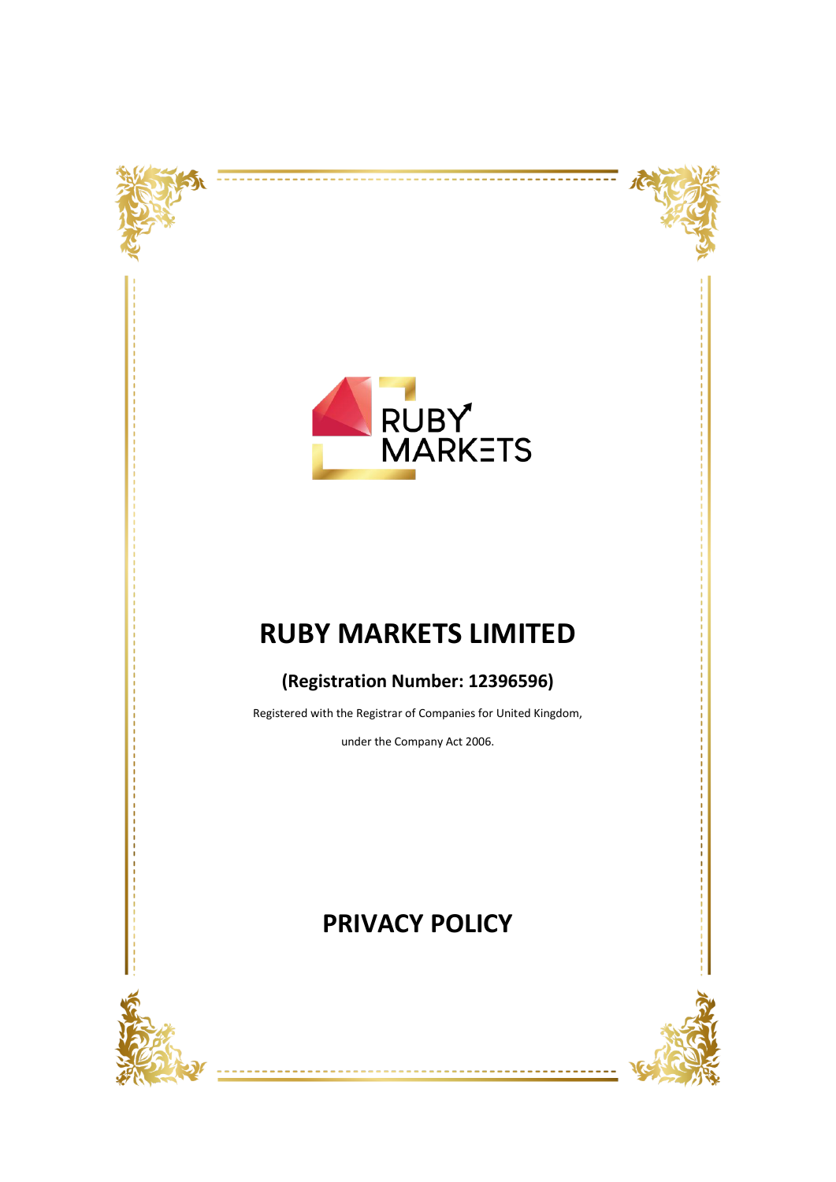RUBY MARKETS

# RUBY MARKETS LIMITED

## (Registration Number: 12396596)

Registered with the Registrar of Companies for United Kingdom,

under the Company Act 2006.

# PRIVACY POLICY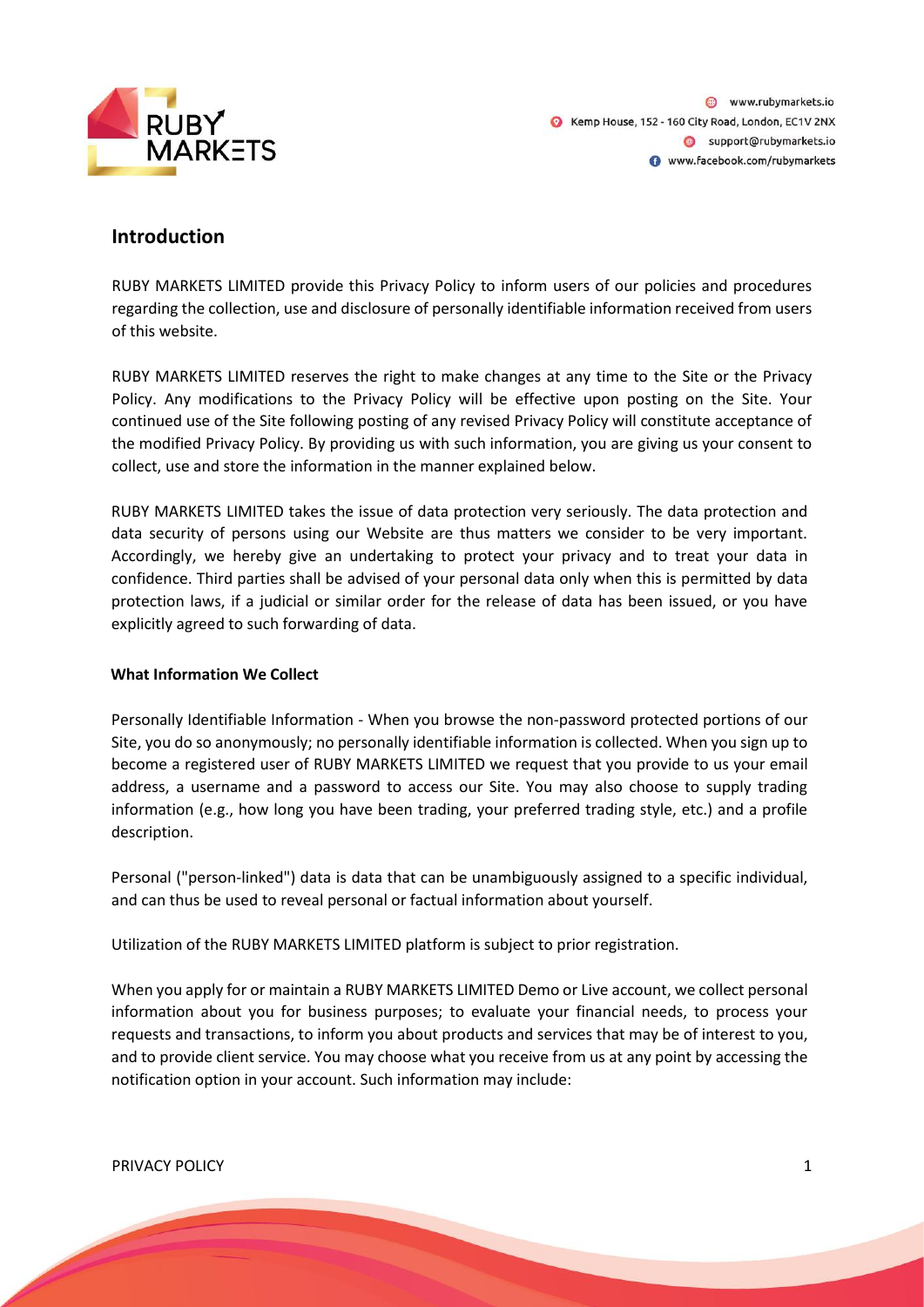## Introduction

RUBY MARKETS LIMITED provide this Privacy Policy to inform users of our policies and procedures regarding the collection, use and disclosure of personally identifiable information received from users of this website.

RUBY MARKETS LIMITED reserves the right to make changes at any time to the Site or the Privacy Policy. Any modifications to the Privacy Policy will be effective upon posting on the Site. Your continued use of the Site following posting of any revised Privacy Policy will constitute acceptance of the modified Privacy Policy. By providing us with such information, you are giving us your consent to collect, use and store the information in the manner explained below.

RUBY MARKETS LIMITED takes the issue of data protection very seriously. The data protection and data security of persons using our Website are thus matters we consider to be very important. Accordingly, we hereby give an undertaking to protect your privacy and to treat your data in confidence. Third parties shall be advised of your personal data only when this is permitted by data protection laws, if a judicial or similar order for the release of data has been issued, or you have explicitly agreed to such forwarding of data.

**What Information We Collect**

Personally Identifiable Information - When you browse the non-password protected portions of our Site, you do so anonymously; no personally identifiable information is collected. When you sign up to become a registered user of RUBY MARKETS LIMITED we request that you provide to us your email address, a username and a password to access our Site. You may also choose to supply trading information (e.g., how long you have been trading, your preferred trading style, etc.) and a profile description.

Personal ("person-linked") data is data that can be unambiguously assigned to a specific individual, and can thus be used to reveal personal or factual information about yourself.

Utilization of the RUBY MARKETS LIMITED platform is subject to prior registration.

When you apply for or maintain a RUBY MARKETS LIMITED Demo or Live account, we collect personal information about you for business purposes; to evaluate your financial needs, to process your requests and transactions, to inform you about products and services that may be of interest to you, and to provide client service. You may choose what you receive from us at any point by accessing the notification option in your account. Such information may include: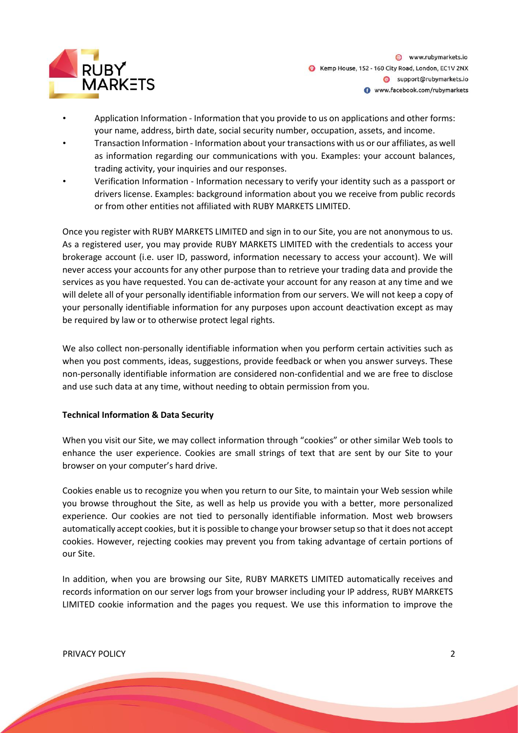- Application Information - Information that you provide to us on applications and other forms: your name, address, birth date, social security number, occupation, assets, and income.
- Transaction Information - Information about your transactions with us or our affiliates, as well as information regarding our communications with you. Examples: your account balances, trading activity, your inquiries and our responses.
- Verification Information - Information necessary to verify your identity such as a passport or drivers license. Examples: background information about you we receive from public records or from other entities not affiliated with RUBY MARKETS LIMITED.

Once you register with RUBY MARKETS LIMITED and sign in to our Site, you are not anonymous to us. As a registered user, you may provide RUBY MARKETS LIMITED with the credentials to access your brokerage account (i.e. user ID, password, information necessary to access your account). We will never access your accounts for any other purpose than to retrieve your trading data and provide the services as you have requested. You can de-activate your account for any reason at any time and we will delete all of your personally identifiable information from our servers. We will not keep a copy of your personally identifiable information for any purposes upon account deactivation except as may be required by law or to otherwise protect legal rights.

We also collect non-personally identifiable information when you perform certain activities such as when you post comments, ideas, suggestions, provide feedback or when you answer surveys. These non-personally identifiable information are considered non-confidential and we are free to disclose and use such data at any time, without needing to obtain permission from you.

**Technical Information & Data Security**

When you visit our Site, we may collect information through "cookies" or other similar Web tools to enhance the user experience. Cookies are small strings of text that are sent by our Site to your browser on your computer's hard drive.

Cookies enable us to recognize you when you return to our Site, to maintain your Web session while you browse throughout the Site, as well as help us provide you with a better, more personalized experience. Our cookies are not tied to personally identifiable information. Most web browsers automatically accept cookies, but it is possible to change your browser setup so that it does not accept cookies. However, rejecting cookies may prevent you from taking advantage of certain portions of our Site.

In addition, when you are browsing our Site, RUBY MARKETS LIMITED automatically receives and records information on our server logs from your browser including your IP address, RUBY MARKETS LIMITED cookie information and the pages you request. We use this information to improve the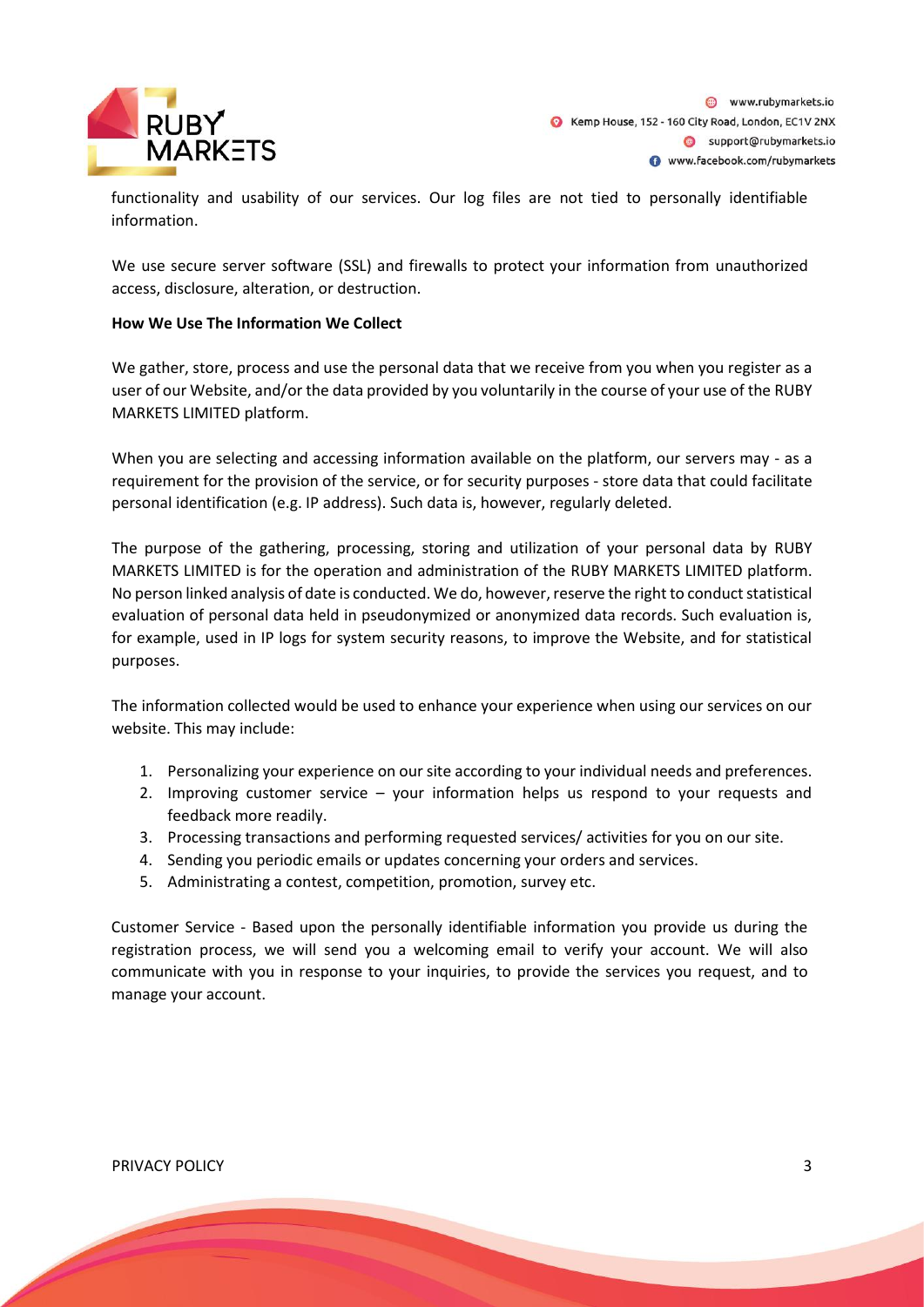functionality and usability of our services. Our log files are not tied to personally identifiable information.

We use secure server software (SSL) and firewalls to protect your information from unauthorized access, disclosure, alteration, or destruction.

**How We Use The Information We Collect**

We gather, store, process and use the personal data that we receive from you when you register as a user of our Website, and/or the data provided by you voluntarily in the course of your use of the RUBY MARKETS LIMITED platform.

When you are selecting and accessing information available on the platform, our servers may - as a requirement for the provision of the service, or for security purposes - store data that could facilitate personal identification (e.g. IP address). Such data is, however, regularly deleted.

The purpose of the gathering, processing, storing and utilization of your personal data by RUBY MARKETS LIMITED is for the operation and administration of the RUBY MARKETS LIMITED platform. No person linked analysis of date is conducted. We do, however, reserve the right to conduct statistical evaluation of personal data held in pseudonymized or anonymized data records. Such evaluation is, for example, used in IP logs for system security reasons, to improve the Website, and for statistical purposes.

The information collected would be used to enhance your experience when using our services on our website. This may include:

1. Personalizing your experience on our site according to your individual needs and preferences.
2. Improving customer service – your information helps us respond to your requests and feedback more readily.
3. Processing transactions and performing requested services/ activities for you on our site.
4. Sending you periodic emails or updates concerning your orders and services.
5. Administrating a contest, competition, promotion, survey etc.

Customer Service - Based upon the personally identifiable information you provide us during the registration process, we will send you a welcoming email to verify your account. We will also communicate with you in response to your inquiries, to provide the services you request, and to manage your account.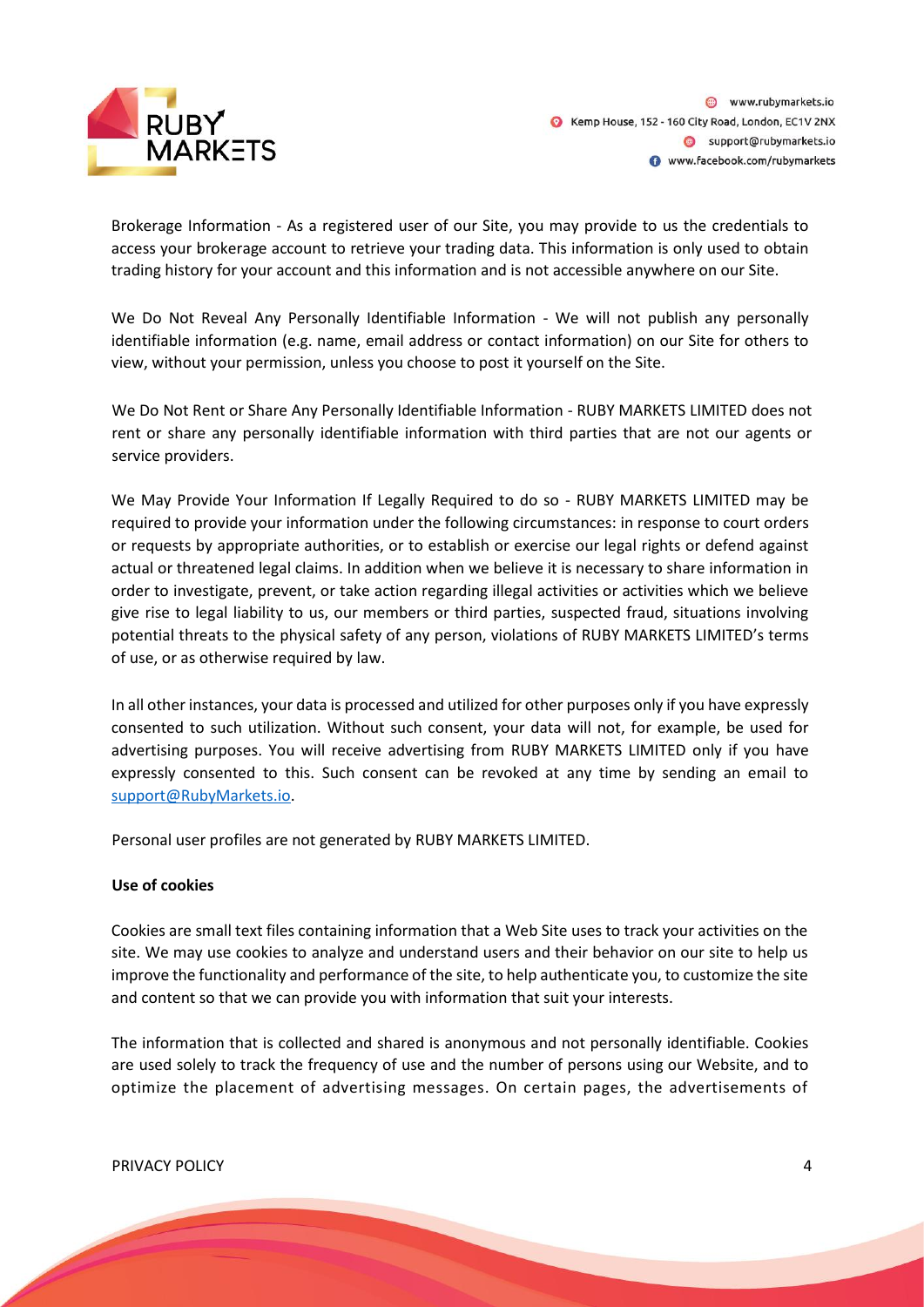Brokerage Information - As a registered user of our Site, you may provide to us the credentials to access your brokerage account to retrieve your trading data. This information is only used to obtain trading history for your account and this information and is not accessible anywhere on our Site.

We Do Not Reveal Any Personally Identifiable Information - We will not publish any personally identifiable information (e.g. name, email address or contact information) on our Site for others to view, without your permission, unless you choose to post it yourself on the Site.

We Do Not Rent or Share Any Personally Identifiable Information - RUBY MARKETS LIMITED does not rent or share any personally identifiable information with third parties that are not our agents or service providers.

We May Provide Your Information If Legally Required to do so - RUBY MARKETS LIMITED may be required to provide your information under the following circumstances: in response to court orders or requests by appropriate authorities, or to establish or exercise our legal rights or defend against actual or threatened legal claims. In addition when we believe it is necessary to share information in order to investigate, prevent, or take action regarding illegal activities or activities which we believe give rise to legal liability to us, our members or third parties, suspected fraud, situations involving potential threats to the physical safety of any person, violations of RUBY MARKETS LIMITED's terms of use, or as otherwise required by law.

In all other instances, your data is processed and utilized for other purposes only if you have expressly consented to such utilization. Without such consent, your data will not, for example, be used for advertising purposes. You will receive advertising from RUBY MARKETS LIMITED only if you have expressly consented to this. Such consent can be revoked at any time by sending an email to support@RubyMarkets.io.

Personal user profiles are not generated by RUBY MARKETS LIMITED.

**Use of cookies**

Cookies are small text files containing information that a Web Site uses to track your activities on the site. We may use cookies to analyze and understand users and their behavior on our site to help us improve the functionality and performance of the site, to help authenticate you, to customize the site and content so that we can provide you with information that suit your interests.

The information that is collected and shared is anonymous and not personally identifiable. Cookies are used solely to track the frequency of use and the number of persons using our Website, and to optimize the placement of advertising messages. On certain pages, the advertisements of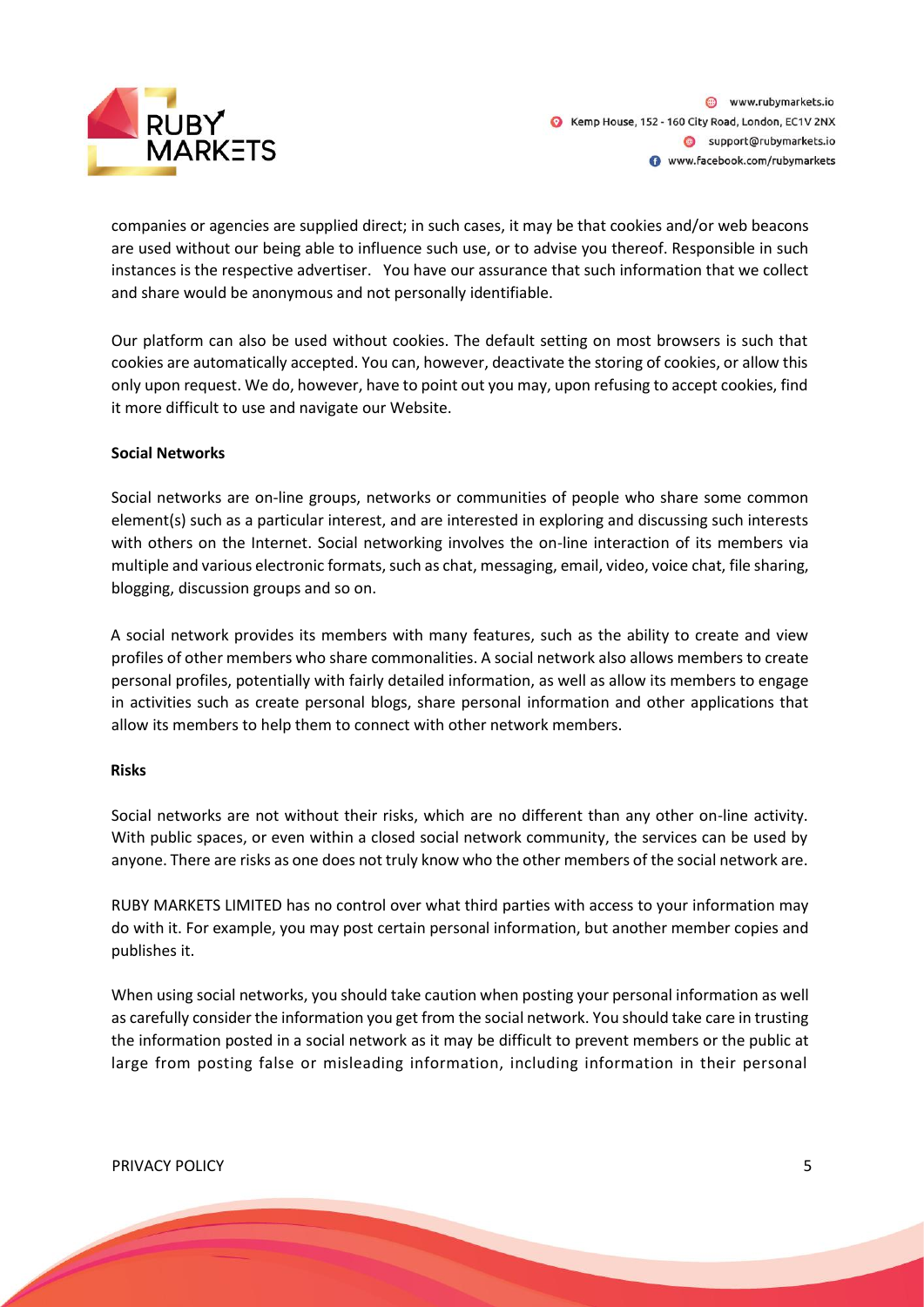companies or agencies are supplied direct; in such cases, it may be that cookies and/or web beacons are used without our being able to influence such use, or to advise you thereof. Responsible in such instances is the respective advertiser. You have our assurance that such information that we collect and share would be anonymous and not personally identifiable.

Our platform can also be used without cookies. The default setting on most browsers is such that cookies are automatically accepted. You can, however, deactivate the storing of cookies, or allow this only upon request. We do, however, have to point out you may, upon refusing to accept cookies, find it more difficult to use and navigate our Website.

**Social Networks**

Social networks are on-line groups, networks or communities of people who share some common element(s) such as a particular interest, and are interested in exploring and discussing such interests with others on the Internet. Social networking involves the on-line interaction of its members via multiple and various electronic formats, such as chat, messaging, email, video, voice chat, file sharing, blogging, discussion groups and so on.

A social network provides its members with many features, such as the ability to create and view profiles of other members who share commonalities. A social network also allows members to create personal profiles, potentially with fairly detailed information, as well as allow its members to engage in activities such as create personal blogs, share personal information and other applications that allow its members to help them to connect with other network members.

**Risks**

Social networks are not without their risks, which are no different than any other on-line activity. With public spaces, or even within a closed social network community, the services can be used by anyone. There are risks as one does not truly know who the other members of the social network are.

RUBY MARKETS LIMITED has no control over what third parties with access to your information may do with it. For example, you may post certain personal information, but another member copies and publishes it.

When using social networks, you should take caution when posting your personal information as well as carefully consider the information you get from the social network. You should take care in trusting the information posted in a social network as it may be difficult to prevent members or the public at large from posting false or misleading information, including information in their personal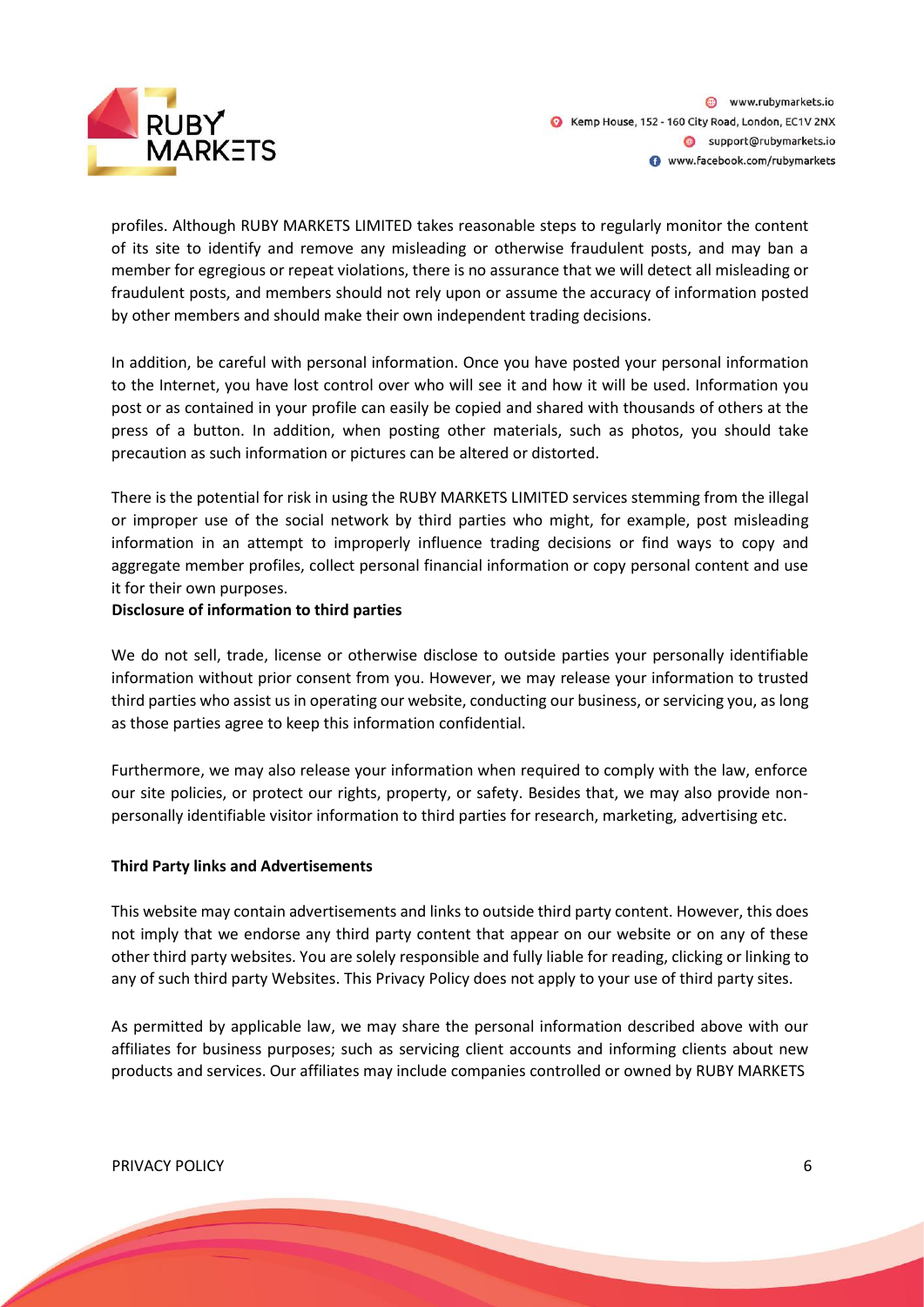profiles. Although RUBY MARKETS LIMITED takes reasonable steps to regularly monitor the content of its site to identify and remove any misleading or otherwise fraudulent posts, and may ban a member for egregious or repeat violations, there is no assurance that we will detect all misleading or fraudulent posts, and members should not rely upon or assume the accuracy of information posted by other members and should make their own independent trading decisions.

In addition, be careful with personal information. Once you have posted your personal information to the Internet, you have lost control over who will see it and how it will be used. Information you post or as contained in your profile can easily be copied and shared with thousands of others at the press of a button. In addition, when posting other materials, such as photos, you should take precaution as such information or pictures can be altered or distorted.

There is the potential for risk in using the RUBY MARKETS LIMITED services stemming from the illegal or improper use of the social network by third parties who might, for example, post misleading information in an attempt to improperly influence trading decisions or find ways to copy and aggregate member profiles, collect personal financial information or copy personal content and use it for their own purposes.

**Disclosure of information to third parties**

We do not sell, trade, license or otherwise disclose to outside parties your personally identifiable information without prior consent from you. However, we may release your information to trusted third parties who assist us in operating our website, conducting our business, or servicing you, as long as those parties agree to keep this information confidential.

Furthermore, we may also release your information when required to comply with the law, enforce our site policies, or protect our rights, property, or safety. Besides that, we may also provide non-personally identifiable visitor information to third parties for research, marketing, advertising etc.

**Third Party links and Advertisements**

This website may contain advertisements and links to outside third party content. However, this does not imply that we endorse any third party content that appear on our website or on any of these other third party websites. You are solely responsible and fully liable for reading, clicking or linking to any of such third party Websites. This Privacy Policy does not apply to your use of third party sites.

As permitted by applicable law, we may share the personal information described above with our affiliates for business purposes; such as servicing client accounts and informing clients about new products and services. Our affiliates may include companies controlled or owned by RUBY MARKETS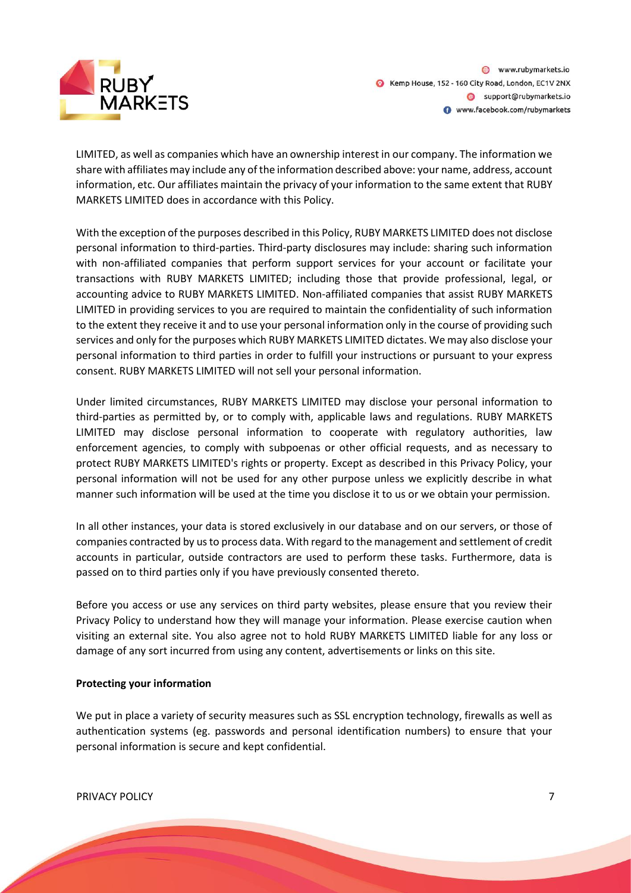LIMITED, as well as companies which have an ownership interest in our company. The information we share with affiliates may include any of the information described above: your name, address, account information, etc. Our affiliates maintain the privacy of your information to the same extent that RUBY MARKETS LIMITED does in accordance with this Policy.

With the exception of the purposes described in this Policy, RUBY MARKETS LIMITED does not disclose personal information to third-parties. Third-party disclosures may include: sharing such information with non-affiliated companies that perform support services for your account or facilitate your transactions with RUBY MARKETS LIMITED; including those that provide professional, legal, or accounting advice to RUBY MARKETS LIMITED. Non-affiliated companies that assist RUBY MARKETS LIMITED in providing services to you are required to maintain the confidentiality of such information to the extent they receive it and to use your personal information only in the course of providing such services and only for the purposes which RUBY MARKETS LIMITED dictates. We may also disclose your personal information to third parties in order to fulfill your instructions or pursuant to your express consent. RUBY MARKETS LIMITED will not sell your personal information.

Under limited circumstances, RUBY MARKETS LIMITED may disclose your personal information to third-parties as permitted by, or to comply with, applicable laws and regulations. RUBY MARKETS LIMITED may disclose personal information to cooperate with regulatory authorities, law enforcement agencies, to comply with subpoenas or other official requests, and as necessary to protect RUBY MARKETS LIMITED's rights or property. Except as described in this Privacy Policy, your personal information will not be used for any other purpose unless we explicitly describe in what manner such information will be used at the time you disclose it to us or we obtain your permission.

In all other instances, your data is stored exclusively in our database and on our servers, or those of companies contracted by us to process data. With regard to the management and settlement of credit accounts in particular, outside contractors are used to perform these tasks. Furthermore, data is passed on to third parties only if you have previously consented thereto.

Before you access or use any services on third party websites, please ensure that you review their Privacy Policy to understand how they will manage your information. Please exercise caution when visiting an external site. You also agree not to hold RUBY MARKETS LIMITED liable for any loss or damage of any sort incurred from using any content, advertisements or links on this site.

**Protecting your information**

We put in place a variety of security measures such as SSL encryption technology, firewalls as well as authentication systems (eg. passwords and personal identification numbers) to ensure that your personal information is secure and kept confidential.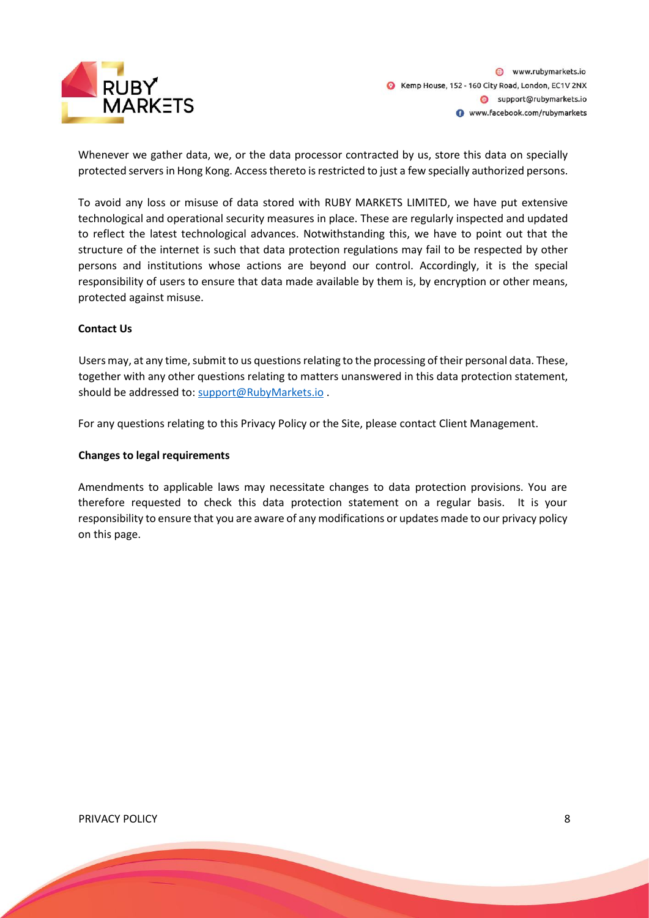Whenever we gather data, we, or the data processor contracted by us, store this data on specially protected servers in Hong Kong. Access thereto is restricted to just a few specially authorized persons.

To avoid any loss or misuse of data stored with RUBY MARKETS LIMITED, we have put extensive technological and operational security measures in place. These are regularly inspected and updated to reflect the latest technological advances. Notwithstanding this, we have to point out that the structure of the internet is such that data protection regulations may fail to be respected by other persons and institutions whose actions are beyond our control. Accordingly, it is the special responsibility of users to ensure that data made available by them is, by encryption or other means, protected against misuse.

**Contact Us**

Users may, at any time, submit to us questions relating to the processing of their personal data. These, together with any other questions relating to matters unanswered in this data protection statement, should be addressed to: support@RubyMarkets.io .

For any questions relating to this Privacy Policy or the Site, please contact Client Management.

**Changes to legal requirements**

Amendments to applicable laws may necessitate changes to data protection provisions. You are therefore requested to check this data protection statement on a regular basis. It is your responsibility to ensure that you are aware of any modifications or updates made to our privacy policy on this page.